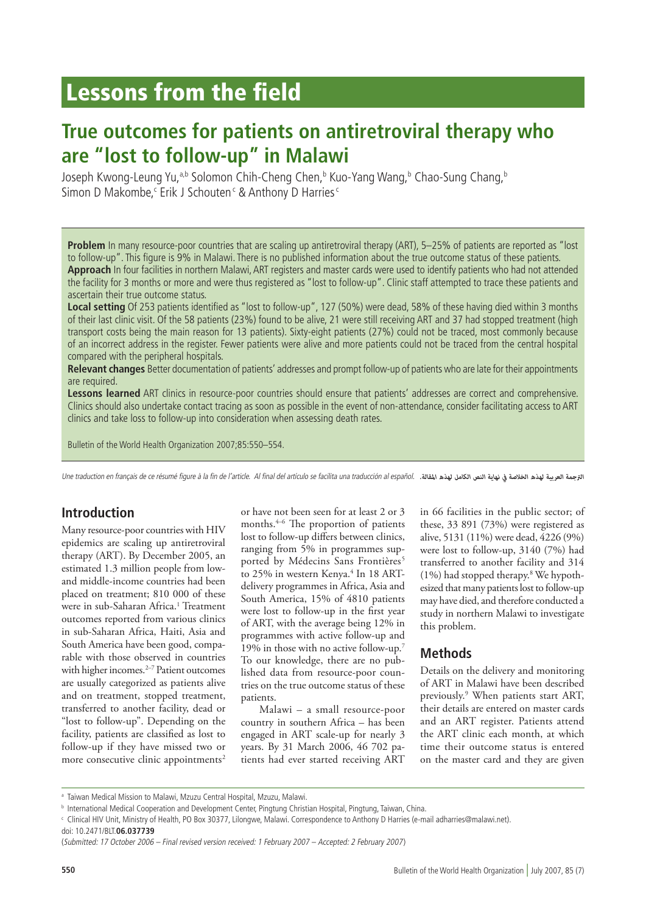# Lessons from the field

## True outcomes for patients on antiretroviral therapy who are "lost to follow-up" in Malawi

Joseph Kwong-Leung Yu,[a,b] Solomon Chih-Cheng Chen,[b] Kuo-Yang Wang,[b] Chao-Sung Chang,[b] Simon D Makombe,[c] Erik J Schouten[c] & Anthony D Harries[c]

**Problem** In many resource-poor countries that are scaling up antiretroviral therapy (ART), 5–25% of patients are reported as "lost to follow-up". This figure is 9% in Malawi. There is no published information about the true outcome status of these patients.

**Approach** In four facilities in northern Malawi, ART registers and master cards were used to identify patients who had not attended the facility for 3 months or more and were thus registered as "lost to follow-up". Clinic staff attempted to trace these patients and ascertain their true outcome status.

**Local setting** Of 253 patients identified as "lost to follow-up", 127 (50%) were dead, 58% of these having died within 3 months of their last clinic visit. Of the 58 patients (23%) found to be alive, 21 were still receiving ART and 37 had stopped treatment (high transport costs being the main reason for 13 patients). Sixty-eight patients (27%) could not be traced, most commonly because of an incorrect address in the register. Fewer patients were alive and more patients could not be traced from the central hospital compared with the peripheral hospitals.

**Relevant changes** Better documentation of patients' addresses and prompt follow-up of patients who are late for their appointments are required.

**Lessons learned** ART clinics in resource-poor countries should ensure that patients' addresses are correct and comprehensive. Clinics should also undertake contact tracing as soon as possible in the event of non-attendance, consider facilitating access to ART clinics and take loss to follow-up into consideration when assessing death rates.

Bulletin of the World Health Organization 2007;85:550–554.

*Une traduction en français de ce résumé figure à la fin de l'article. Al final del artículo se facilita una traducción al español.* الترجمة العربية لهذه الخلاصة في نهاية النص الكامل لهذه المقالة.

## Introduction

Many resource-poor countries with HIV epidemics are scaling up antiretroviral therapy (ART). By December 2005, an estimated 1.3 million people from low- and middle-income countries had been placed on treatment; 810 000 of these were in sub-Saharan Africa.[1] Treatment outcomes reported from various clinics in sub-Saharan Africa, Haiti, Asia and South America have been good, comparable with those observed in countries with higher incomes.[2–7] Patient outcomes are usually categorized as patients alive and on treatment, stopped treatment, transferred to another facility, dead or "lost to follow-up". Depending on the facility, patients are classified as lost to follow-up if they have missed two or more consecutive clinic appointments[2] or have not been seen for at least 2 or 3 months.[4–6] The proportion of patients lost to follow-up differs between clinics, ranging from 5% in programmes supported by Médecins Sans Frontières[5] to 25% in western Kenya.[4] In 18 ART-delivery programmes in Africa, Asia and South America, 15% of 4810 patients were lost to follow-up in the first year of ART, with the average being 12% in programmes with active follow-up and 19% in those with no active follow-up.[7] To our knowledge, there are no published data from resource-poor countries on the true outcome status of these patients.

Malawi – a small resource-poor country in southern Africa – has been engaged in ART scale-up for nearly 3 years. By 31 March 2006, 46 702 patients had ever started receiving ART in 66 facilities in the public sector; of these, 33 891 (73%) were registered as alive, 5131 (11%) were dead, 4226 (9%) were lost to follow-up, 3140 (7%) had transferred to another facility and 314 (1%) had stopped therapy.[8] We hypothesized that many patients lost to follow-up may have died, and therefore conducted a study in northern Malawi to investigate this problem.

## Methods

Details on the delivery and monitoring of ART in Malawi have been described previously.[9] When patients start ART, their details are entered on master cards and an ART register. Patients attend the ART clinic each month, at which time their outcome status is entered on the master card and they are given

[a] Taiwan Medical Mission to Malawi, Mzuzu Central Hospital, Mzuzu, Malawi.

[b] International Medical Cooperation and Development Center, Pingtung Christian Hospital, Pingtung, Taiwan, China.

[c] Clinical HIV Unit, Ministry of Health, PO Box 30377, Lilongwe, Malawi. Correspondence to Anthony D Harries (e-mail adharries@malawi.net).

doi: 10.2471/BLT.**06.037739**

(*Submitted: 17 October 2006 – Final revised version received: 1 February 2007 – Accepted: 2 February 2007*)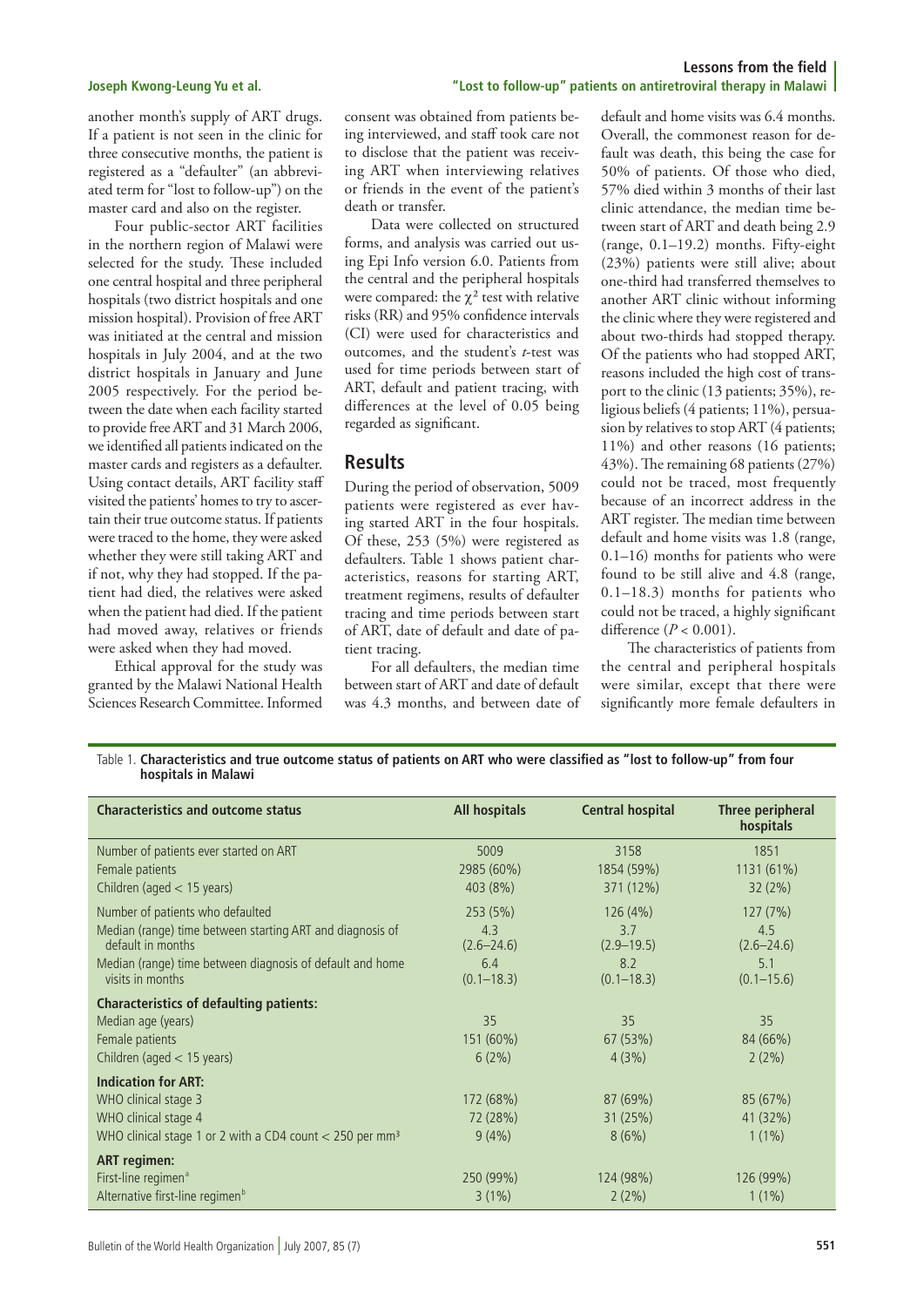another month's supply of ART drugs. If a patient is not seen in the clinic for three consecutive months, the patient is registered as a "defaulter" (an abbreviated term for "lost to follow-up") on the master card and also on the register.

Four public-sector ART facilities in the northern region of Malawi were selected for the study. These included one central hospital and three peripheral hospitals (two district hospitals and one mission hospital). Provision of free ART was initiated at the central and mission hospitals in July 2004, and at the two district hospitals in January and June 2005 respectively. For the period between the date when each facility started to provide free ART and 31 March 2006, we identified all patients indicated on the master cards and registers as a defaulter. Using contact details, ART facility staff visited the patients' homes to try to ascertain their true outcome status. If patients were traced to the home, they were asked whether they were still taking ART and if not, why they had stopped. If the patient had died, the relatives were asked when the patient had died. If the patient had moved away, relatives or friends were asked when they had moved.

Ethical approval for the study was granted by the Malawi National Health Sciences Research Committee. Informed consent was obtained from patients being interviewed, and staff took care not to disclose that the patient was receiving ART when interviewing relatives or friends in the event of the patient's death or transfer.

Data were collected on structured forms, and analysis was carried out using Epi Info version 6.0. Patients from the central and the peripheral hospitals were compared: the $\chi^2$ test with relative risks (RR) and 95% confidence intervals (CI) were used for characteristics and outcomes, and the student's $t$-test was used for time periods between start of ART, default and patient tracing, with differences at the level of 0.05 being regarded as significant.

## Results

During the period of observation, 5009 patients were registered as ever having started ART in the four hospitals. Of these, 253 (5%) were registered as defaulters. Table 1 shows patient characteristics, reasons for starting ART, treatment regimens, results of defaulter tracing and time periods between start of ART, date of default and date of patient tracing.

For all defaulters, the median time between start of ART and date of default was 4.3 months, and between date of default and home visits was 6.4 months. Overall, the commonest reason for default was death, this being the case for 50% of patients. Of those who died, 57% died within 3 months of their last clinic attendance, the median time between start of ART and death being 2.9 (range, 0.1–19.2) months. Fifty-eight (23%) patients were still alive; about one-third had transferred themselves to another ART clinic without informing the clinic where they were registered and about two-thirds had stopped therapy. Of the patients who had stopped ART, reasons included the high cost of transport to the clinic (13 patients; 35%), religious beliefs (4 patients; 11%), persuasion by relatives to stop ART (4 patients; 11%) and other reasons (16 patients; 43%). The remaining 68 patients (27%) could not be traced, most frequently because of an incorrect address in the ART register. The median time between default and home visits was 1.8 (range, 0.1–16) months for patients who were found to be still alive and 4.8 (range, 0.1–18.3) months for patients who could not be traced, a highly significant difference ($P < 0.001$).

The characteristics of patients from the central and peripheral hospitals were similar, except that there were significantly more female defaulters in

Table 1. **Characteristics and true outcome status of patients on ART who were classified as "lost to follow-up" from four hospitals in Malawi**

| Characteristics and outcome status | All hospitals | Central hospital | Three peripheral hospitals |
|---|---|---|---|
| Number of patients ever started on ART | 5009 | 3158 | 1851 |
| Female patients | 2985 (60%) | 1854 (59%) | 1131 (61%) |
| Children (aged < 15 years) | 403 (8%) | 371 (12%) | 32 (2%) |
| Number of patients who defaulted | 253 (5%) | 126 (4%) | 127 (7%) |
| Median (range) time between starting ART and diagnosis of default in months | 4.3 (2.6–24.6) | 3.7 (2.9–19.5) | 4.5 (2.6–24.6) |
| Median (range) time between diagnosis of default and home visits in months | 6.4 (0.1–18.3) | 8.2 (0.1–18.3) | 5.1 (0.1–15.6) |
| **Characteristics of defaulting patients:** | | | |
| Median age (years) | 35 | 35 | 35 |
| Female patients | 151 (60%) | 67 (53%) | 84 (66%) |
| Children (aged < 15 years) | 6 (2%) | 4 (3%) | 2 (2%) |
| **Indication for ART:** | | | |
| WHO clinical stage 3 | 172 (68%) | 87 (69%) | 85 (67%) |
| WHO clinical stage 4 | 72 (28%) | 31 (25%) | 41 (32%) |
| WHO clinical stage 1 or 2 with a CD4 count < 250 per mm³ | 9 (4%) | 8 (6%) | 1 (1%) |
| **ART regimen:** | | | |
| First-line regimen[a] | 250 (99%) | 124 (98%) | 126 (99%) |
| Alternative first-line regimen[b] | 3 (1%) | 2 (2%) | 1 (1%) |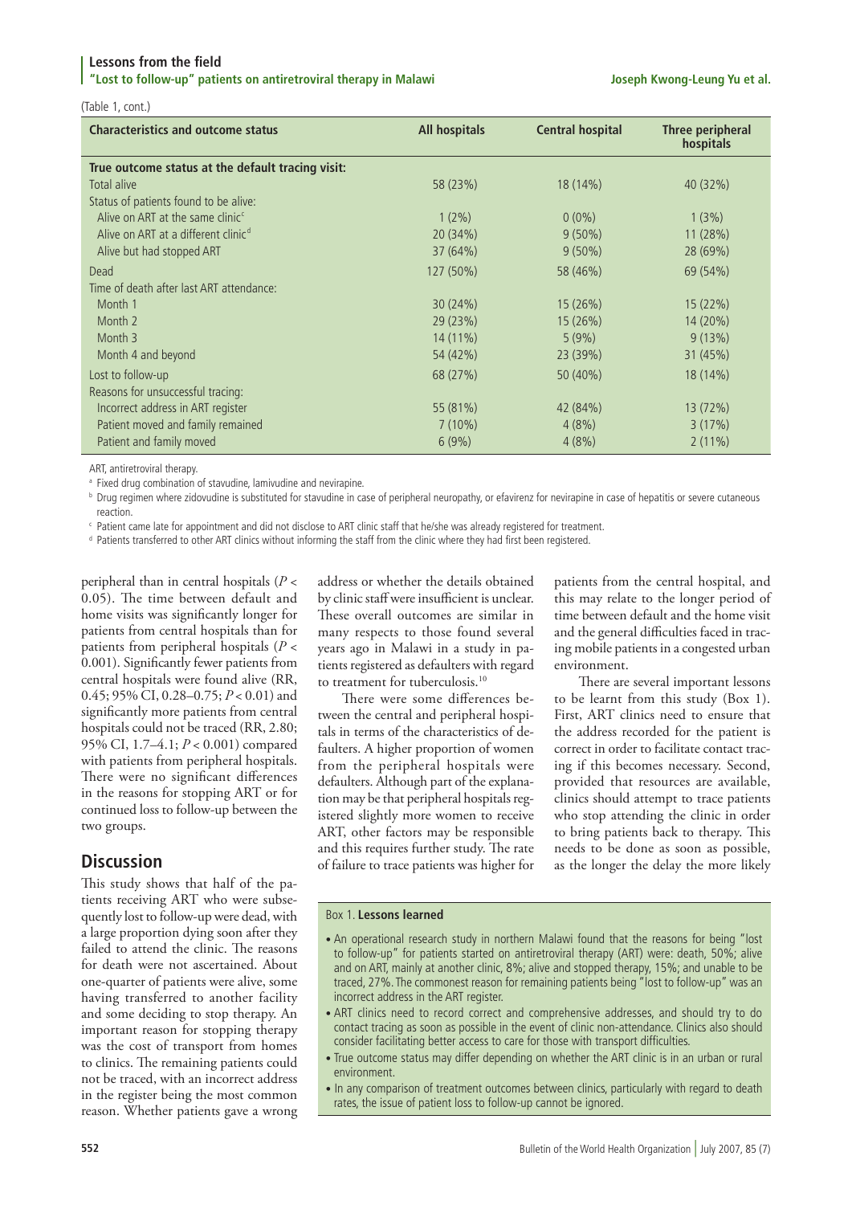(Table 1, cont.)

| Characteristics and outcome status | All hospitals | Central hospital | Three peripheral hospitals |
|---|---|---|---|
| **True outcome status at the default tracing visit:** | | | |
| Total alive | 58 (23%) | 18 (14%) | 40 (32%) |
| Status of patients found to be alive: | | | |
| Alive on ART at the same clinic[c] | 1 (2%) | 0 (0%) | 1 (3%) |
| Alive on ART at a different clinic[d] | 20 (34%) | 9 (50%) | 11 (28%) |
| Alive but had stopped ART | 37 (64%) | 9 (50%) | 28 (69%) |
| Dead | 127 (50%) | 58 (46%) | 69 (54%) |
| Time of death after last ART attendance: | | | |
| Month 1 | 30 (24%) | 15 (26%) | 15 (22%) |
| Month 2 | 29 (23%) | 15 (26%) | 14 (20%) |
| Month 3 | 14 (11%) | 5 (9%) | 9 (13%) |
| Month 4 and beyond | 54 (42%) | 23 (39%) | 31 (45%) |
| Lost to follow-up | 68 (27%) | 50 (40%) | 18 (14%) |
| Reasons for unsuccessful tracing: | | | |
| Incorrect address in ART register | 55 (81%) | 42 (84%) | 13 (72%) |
| Patient moved and family remained | 7 (10%) | 4 (8%) | 3 (17%) |
| Patient and family moved | 6 (9%) | 4 (8%) | 2 (11%) |

ART, antiretroviral therapy.

[a] Fixed drug combination of stavudine, lamivudine and nevirapine.

[b] Drug regimen where zidovudine is substituted for stavudine in case of peripheral neuropathy, or efavirenz for nevirapine in case of hepatitis or severe cutaneous reaction.

[c] Patient came late for appointment and did not disclose to ART clinic staff that he/she was already registered for treatment.

[d] Patients transferred to other ART clinics without informing the staff from the clinic where they had first been registered.

peripheral than in central hospitals ($P < 0.05$). The time between default and home visits was significantly longer for patients from central hospitals than for patients from peripheral hospitals ($P < 0.001$). Significantly fewer patients from central hospitals were found alive (RR, 0.45; 95% CI, 0.28–0.75; $P < 0.01$) and significantly more patients from central hospitals could not be traced (RR, 2.80; 95% CI, 1.7–4.1; $P < 0.001$) compared with patients from peripheral hospitals. There were no significant differences in the reasons for stopping ART or for continued loss to follow-up between the two groups.

## Discussion

This study shows that half of the patients receiving ART who were subsequently lost to follow-up were dead, with a large proportion dying soon after they failed to attend the clinic. The reasons for death were not ascertained. About one-quarter of patients were alive, some having transferred to another facility and some deciding to stop therapy. An important reason for stopping therapy was the cost of transport from homes to clinics. The remaining patients could not be traced, with an incorrect address in the register being the most common reason. Whether patients gave a wrong address or whether the details obtained by clinic staff were insufficient is unclear. These overall outcomes are similar in many respects to those found several years ago in Malawi in a study in patients registered as defaulters with regard to treatment for tuberculosis.[10]

There were some differences between the central and peripheral hospitals in terms of the characteristics of defaulters. A higher proportion of women from the peripheral hospitals were defaulters. Although part of the explanation may be that peripheral hospitals registered slightly more women to receive ART, other factors may be responsible and this requires further study. The rate of failure to trace patients was higher for patients from the central hospital, and this may relate to the longer period of time between default and the home visit and the general difficulties faced in tracing mobile patients in a congested urban environment.

There are several important lessons to be learnt from this study (Box 1). First, ART clinics need to ensure that the address recorded for the patient is correct in order to facilitate contact tracing if this becomes necessary. Second, provided that resources are available, clinics should attempt to trace patients who stop attending the clinic in order to bring patients back to therapy. This needs to be done as soon as possible, as the longer the delay the more likely

> Box 1. **Lessons learned**
>
> - An operational research study in northern Malawi found that the reasons for being "lost to follow-up" for patients started on antiretroviral therapy (ART) were: death, 50%; alive and on ART, mainly at another clinic, 8%; alive and stopped therapy, 15%; and unable to be traced, 27%. The commonest reason for remaining patients being "lost to follow-up" was an incorrect address in the ART register.
> - ART clinics need to record correct and comprehensive addresses, and should try to do contact tracing as soon as possible in the event of clinic non-attendance. Clinics also should consider facilitating better access to care for those with transport difficulties.
> - True outcome status may differ depending on whether the ART clinic is in an urban or rural environment.
> - In any comparison of treatment outcomes between clinics, particularly with regard to death rates, the issue of patient loss to follow-up cannot be ignored.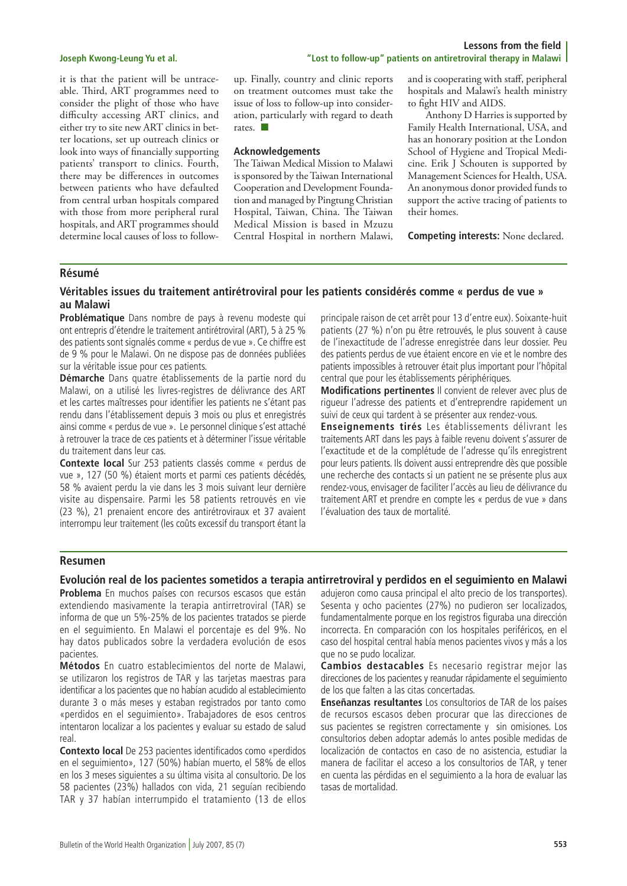it is that the patient will be untraceable. Third, ART programmes need to consider the plight of those who have difficulty accessing ART clinics, and either try to site new ART clinics in better locations, set up outreach clinics or look into ways of financially supporting patients' transport to clinics. Fourth, there may be differences in outcomes between patients who have defaulted from central urban hospitals compared with those from more peripheral rural hospitals, and ART programmes should determine local causes of loss to follow-up. Finally, country and clinic reports on treatment outcomes must take the issue of loss to follow-up into consideration, particularly with regard to death rates. ■

### Acknowledgements

The Taiwan Medical Mission to Malawi is sponsored by the Taiwan International Cooperation and Development Foundation and managed by Pingtung Christian Hospital, Taiwan, China. The Taiwan Medical Mission is based in Mzuzu Central Hospital in northern Malawi, and is cooperating with staff, peripheral hospitals and Malawi's health ministry to fight HIV and AIDS.

Anthony D Harries is supported by Family Health International, USA, and has an honorary position at the London School of Hygiene and Tropical Medicine. Erik J Schouten is supported by Management Sciences for Health, USA. An anonymous donor provided funds to support the active tracing of patients to their homes.

**Competing interests:** None declared.

## Résumé

### Véritables issues du traitement antirétroviral pour les patients considérés comme « perdus de vue » au Malawi

**Problématique** Dans nombre de pays à revenu modeste qui ont entrepris d'étendre le traitement antirétroviral (ART), 5 à 25 % des patients sont signalés comme « perdus de vue ». Ce chiffre est de 9 % pour le Malawi. On ne dispose pas de données publiées sur la véritable issue pour ces patients.

**Démarche** Dans quatre établissements de la partie nord du Malawi, on a utilisé les livres-registres de délivrance des ART et les cartes maîtresses pour identifier les patients ne s'étant pas rendu dans l'établissement depuis 3 mois ou plus et enregistrés ainsi comme « perdus de vue ». Le personnel clinique s'est attaché à retrouver la trace de ces patients et à déterminer l'issue véritable du traitement dans leur cas.

**Contexte local** Sur 253 patients classés comme « perdus de vue », 127 (50 %) étaient morts et parmi ces patients décédés, 58 % avaient perdu la vie dans les 3 mois suivant leur dernière visite au dispensaire. Parmi les 58 patients retrouvés en vie (23 %), 21 prenaient encore des antirétroviraux et 37 avaient interrompu leur traitement (les coûts excessif du transport étant la principale raison de cet arrêt pour 13 d'entre eux). Soixante-huit patients (27 %) n'on pu être retrouvés, le plus souvent à cause de l'inexactitude de l'adresse enregistrée dans leur dossier. Peu des patients perdus de vue étaient encore en vie et le nombre des patients impossibles à retrouver était plus important pour l'hôpital central que pour les établissements périphériques.

**Modifications pertinentes** Il convient de relever avec plus de rigueur l'adresse des patients et d'entreprendre rapidement un suivi de ceux qui tardent à se présenter aux rendez-vous.

**Enseignements tirés** Les établissements délivrant les traitements ART dans les pays à faible revenu doivent s'assurer de l'exactitude et de la complétude de l'adresse qu'ils enregistrent pour leurs patients. Ils doivent aussi entreprendre dès que possible une recherche des contacts si un patient ne se présente plus aux rendez-vous, envisager de faciliter l'accès au lieu de délivrance du traitement ART et prendre en compte les « perdus de vue » dans l'évaluation des taux de mortalité.

## Resumen

### Evolución real de los pacientes sometidos a terapia antirretroviral y perdidos en el seguimiento en Malawi

**Problema** En muchos países con recursos escasos que están extendiendo masivamente la terapia antirretroviral (TAR) se informa de que un 5%-25% de los pacientes tratados se pierde en el seguimiento. En Malawi el porcentaje es del 9%. No hay datos publicados sobre la verdadera evolución de esos pacientes.

**Métodos** En cuatro establecimientos del norte de Malawi, se utilizaron los registros de TAR y las tarjetas maestras para identificar a los pacientes que no habían acudido al establecimiento durante 3 o más meses y estaban registrados por tanto como «perdidos en el seguimiento». Trabajadores de esos centros intentaron localizar a los pacientes y evaluar su estado de salud real.

**Contexto local** De 253 pacientes identificados como «perdidos en el seguimiento», 127 (50%) habían muerto, el 58% de ellos en los 3 meses siguientes a su última visita al consultorio. De los 58 pacientes (23%) hallados con vida, 21 seguían recibiendo TAR y 37 habían interrumpido el tratamiento (13 de ellos adujeron como causa principal el alto precio de los transportes). Sesenta y ocho pacientes (27%) no pudieron ser localizados, fundamentalmente porque en los registros figuraba una dirección incorrecta. En comparación con los hospitales periféricos, en el caso del hospital central había menos pacientes vivos y más a los que no se pudo localizar.

**Cambios destacables** Es necesario registrar mejor las direcciones de los pacientes y reanudar rápidamente el seguimiento de los que falten a las citas concertadas.

**Enseñanzas resultantes** Los consultorios de TAR de los países de recursos escasos deben procurar que las direcciones de sus pacientes se registren correctamente y sin omisiones. Los consultorios deben adoptar además lo antes posible medidas de localización de contactos en caso de no asistencia, estudiar la manera de facilitar el acceso a los consultorios de TAR, y tener en cuenta las pérdidas en el seguimiento a la hora de evaluar las tasas de mortalidad.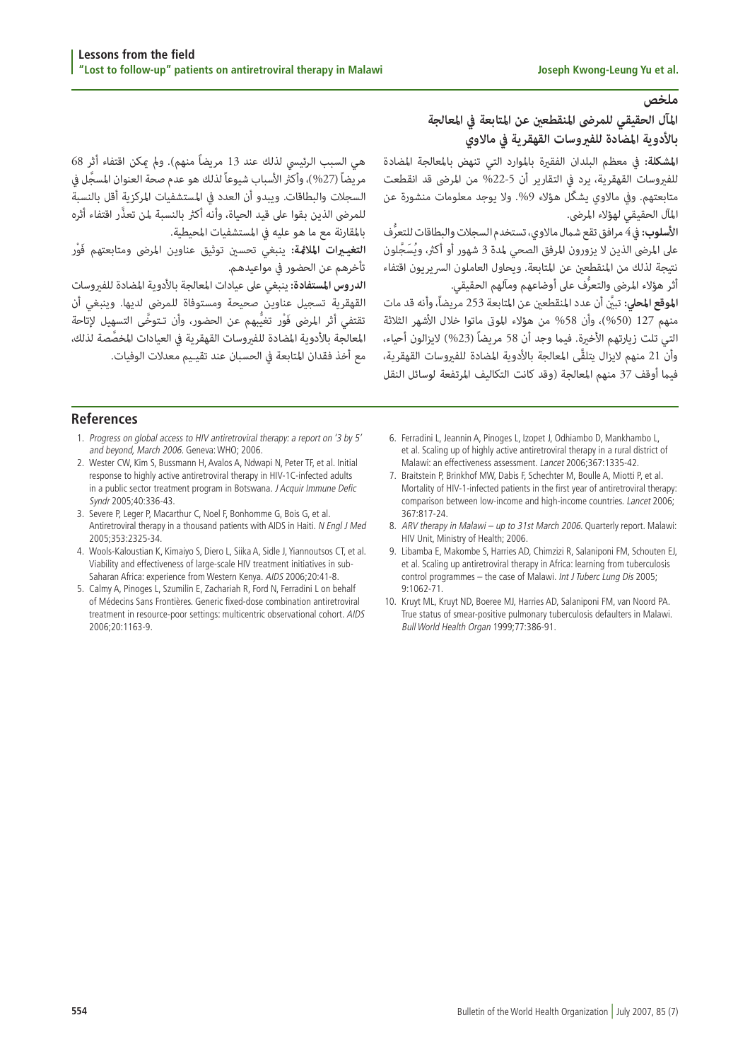## ملخص

### المآل الحقيقي للمرضى المنقطعين عن المتابعة في المعالجة بالأدوية المضادة للفيروسات القهقرية في مالاوي

**المشكلة:** في معظم البلدان الفقيرة بالموارد التي تنهض بالمعالجة المضادة للفيروسات القهقرية، يرد في التقارير أن 5-22% من المرضى قد انقطعت متابعتهم. وفي مالاوي يشكِّل هؤلاء 9%. ولا يوجد معلومات منشورة عن المآل الحقيقي لهؤلاء المرضى.

**الأسلوب:** في 4 مرافق تقع شمال مالاوي، تستخدم السجلات والبطاقات للتعرُّف على المرضى الذين لا يزورون المرفق الصحي لمدة 3 شهور أو أكثر، ويُسَجَّلون نتيجة لذلك من المنقطعين عن المتابعة. ويحاول العاملون السريريون اقتفاء أثر هؤلاء المرضى والتعرُّف على أوضاعهم ومآلهم الحقيقي.

**الموقع المحلي:** تبيَّن أن عدد المنقطعين عن المتابعة 253 مريضاً، وأنه قد مات منهم 127 (50%)، وأن 58% من هؤلاء الموتى ماتوا خلال الأشهر الثلاثة التي تلت زيارتهم الأخيرة. فيما وجد أن 58 مريضاً (23%) لايزالون أحياء، وأن 21 منهم لايزال يتلقَّى المعالجة بالأدوية المضادة للفيروسات القهقرية، فيما أوقف 37 منهم المعالجة (وقد كانت التكاليف المرتفعة لوسائل النقل هي السبب الرئيسي لذلك عند 13 مريضاً منهم). ولم يمكن اقتفاء أثر 68 مريضاً (27%)، وأكثر الأسباب شيوعاً لذلك هو عدم صحة العنوان المسجَّل في السجلات والبطاقات. ويبدو أن العدد في المستشفيات المركزية أقل بالنسبة للمرضى الذين بقوا على قيد الحياة، وأنه أكثر بالنسبة لمن تعذَّر اقتفاء أثره بالمقارنة مع ما هو عليه في المستشفيات المحيطية.

**التغييرات الملائمة:** ينبغي تحسين توثيق عناوين المرضى ومتابعتهم فَوْر تأخرهم عن الحضور في مواعيدهم.

**الدروس المستفادة:** ينبغي على عيادات المعالجة بالأدوية المضادة للفيروسات القهقرية تسجيل عناوين صحيحة ومستوفاة للمرضى لديها. وينبغي أن تقتفي أثر المرضى فَوْر تغيُّبهم عن الحضور، وأن تـتوخَّى التسهيل لإتاحة المعالجة بالأدوية المضادة للفيروسات القهقرية في العيادات المخصَّصة لذلك، مع أخذ فقدان المتابعة في الحسبان عند تقيـيم معدلات الوفيات.

## References

1. *Progress on global access to HIV antiretroviral therapy: a report on '3 by 5' and beyond, March 2006*. Geneva: WHO; 2006.
2. Wester CW, Kim S, Bussmann H, Avalos A, Ndwapi N, Peter TF, et al. Initial response to highly active antiretroviral therapy in HIV-1C-infected adults in a public sector treatment program in Botswana. *J Acquir Immune Defic Syndr* 2005;40:336-43.
3. Severe P, Leger P, Macarthur C, Noel F, Bonhomme G, Bois G, et al. Antiretroviral therapy in a thousand patients with AIDS in Haiti. *N Engl J Med* 2005;353:2325-34.
4. Wools-Kaloustian K, Kimaiyo S, Diero L, Siika A, Sidle J, Yiannoutsos CT, et al. Viability and effectiveness of large-scale HIV treatment initiatives in sub-Saharan Africa: experience from Western Kenya. *AIDS* 2006;20:41-8.
5. Calmy A, Pinoges L, Szumilin E, Zachariah R, Ford N, Ferradini L on behalf of Médecins Sans Frontières. Generic fixed-dose combination antiretroviral treatment in resource-poor settings: multicentric observational cohort. *AIDS* 2006;20:1163-9.
6. Ferradini L, Jeannin A, Pinoges L, Izopet J, Odhiambo D, Mankhambo L, et al. Scaling up of highly active antiretroviral therapy in a rural district of Malawi: an effectiveness assessment. *Lancet* 2006;367:1335-42.
7. Braitstein P, Brinkhof MW, Dabis F, Schechter M, Boulle A, Miotti P, et al. Mortality of HIV-1-infected patients in the first year of antiretroviral therapy: comparison between low-income and high-income countries. *Lancet* 2006; 367:817-24.
8. *ARV therapy in Malawi – up to 31st March 2006*. Quarterly report. Malawi: HIV Unit, Ministry of Health; 2006.
9. Libamba E, Makombe S, Harries AD, Chimzizi R, Salaniponi FM, Schouten EJ, et al. Scaling up antiretroviral therapy in Africa: learning from tuberculosis control programmes – the case of Malawi. *Int J Tuberc Lung Dis* 2005; 9:1062-71.
10. Kruyt ML, Kruyt ND, Boeree MJ, Harries AD, Salaniponi FM, van Noord PA. True status of smear-positive pulmonary tuberculosis defaulters in Malawi. *Bull World Health Organ* 1999;77:386-91.